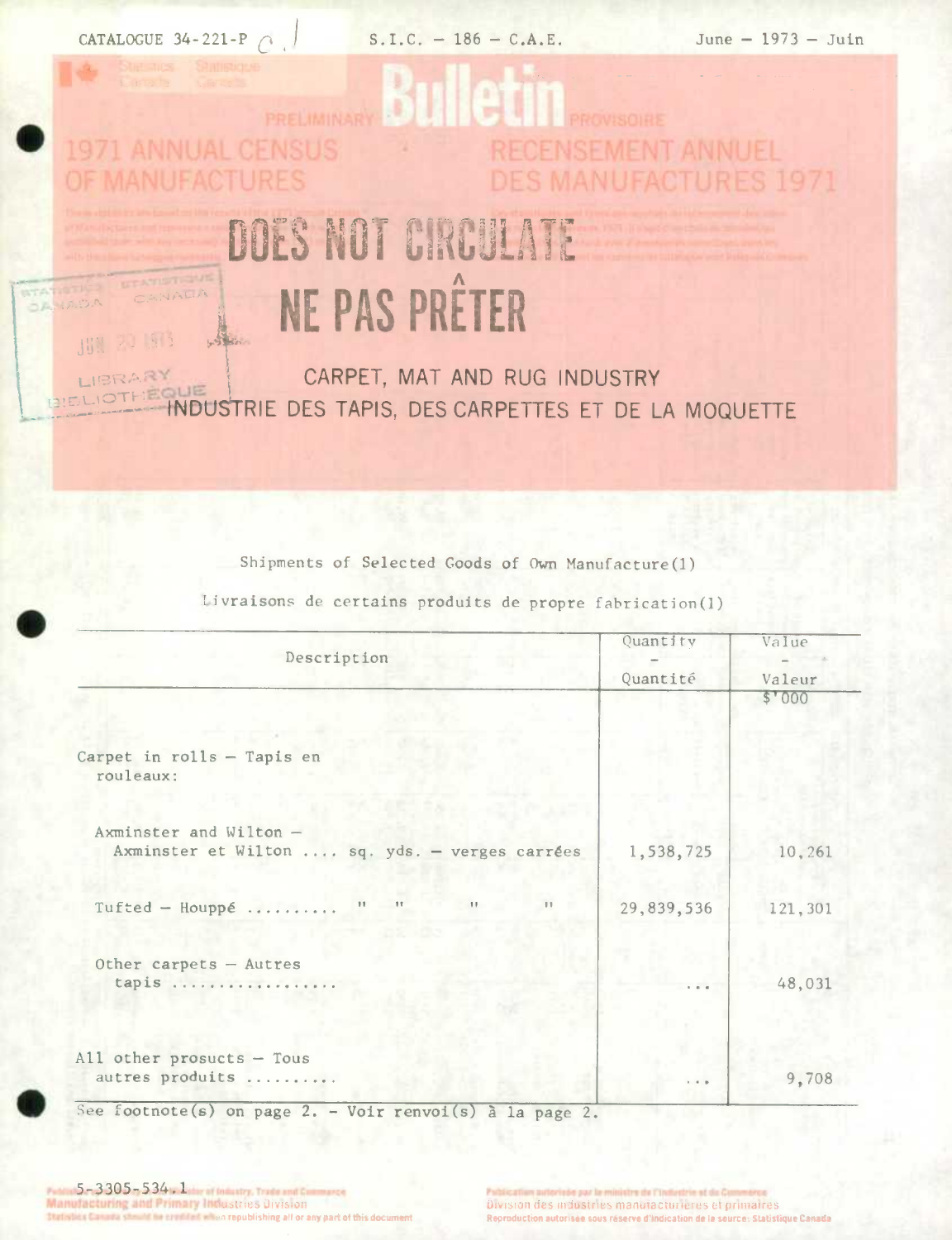CATALOGUE 34-221-P    S.I.C. – 186 – C.A.E.    June – 1973 – Juin

Statistics Canada    Statistique Canada

# Bulletin

PRELIMINARY    PROVISOIRE

## 1971 ANNUAL CENSUS OF MANUFACTURES

## RECENSEMENT ANNUEL DES MANUFACTURES 1971

DOES NOT CIRCULATE

NE PAS PRÊTER

STATISTICS CANADA    STATISTIQUE CANADA
JUN 20 1973
LIBRARY    BIBLIOTHÈQUE

## CARPET, MAT AND RUG INDUSTRY

## INDUSTRIE DES TAPIS, DES CARPETTES ET DE LA MOQUETTE

Shipments of Selected Goods of Own Manufacture(1)

Livraisons de certains produits de propre fabrication(1)

| Description | Quantity – Quantité | Value – Valeur |
|---|---|---|
| | | $'000 |
| Carpet in rolls – Tapis en rouleaux: | | |
| Axminster and Wilton – Axminster et Wilton .... sq. yds. – verges carrées | 1,538,725 | 10,261 |
| Tufted – Houppé ......... " " " " | 29,839,536 | 121,301 |
| Other carpets – Autres tapis .................. | ... | 48,031 |
| All other prosucts – Tous autres produits .......... | ... | 9,708 |

See footnote(s) on page 2. – Voir renvoi(s) à la page 2.

5-3305-534.1

Manufacturing and Primary Industries Division

Statistics Canada should be credited when republishing all or any part of this document

Division des industries manufacturières et primaires

Reproduction autorisée sous réserve d'indication de la source: Statistique Canada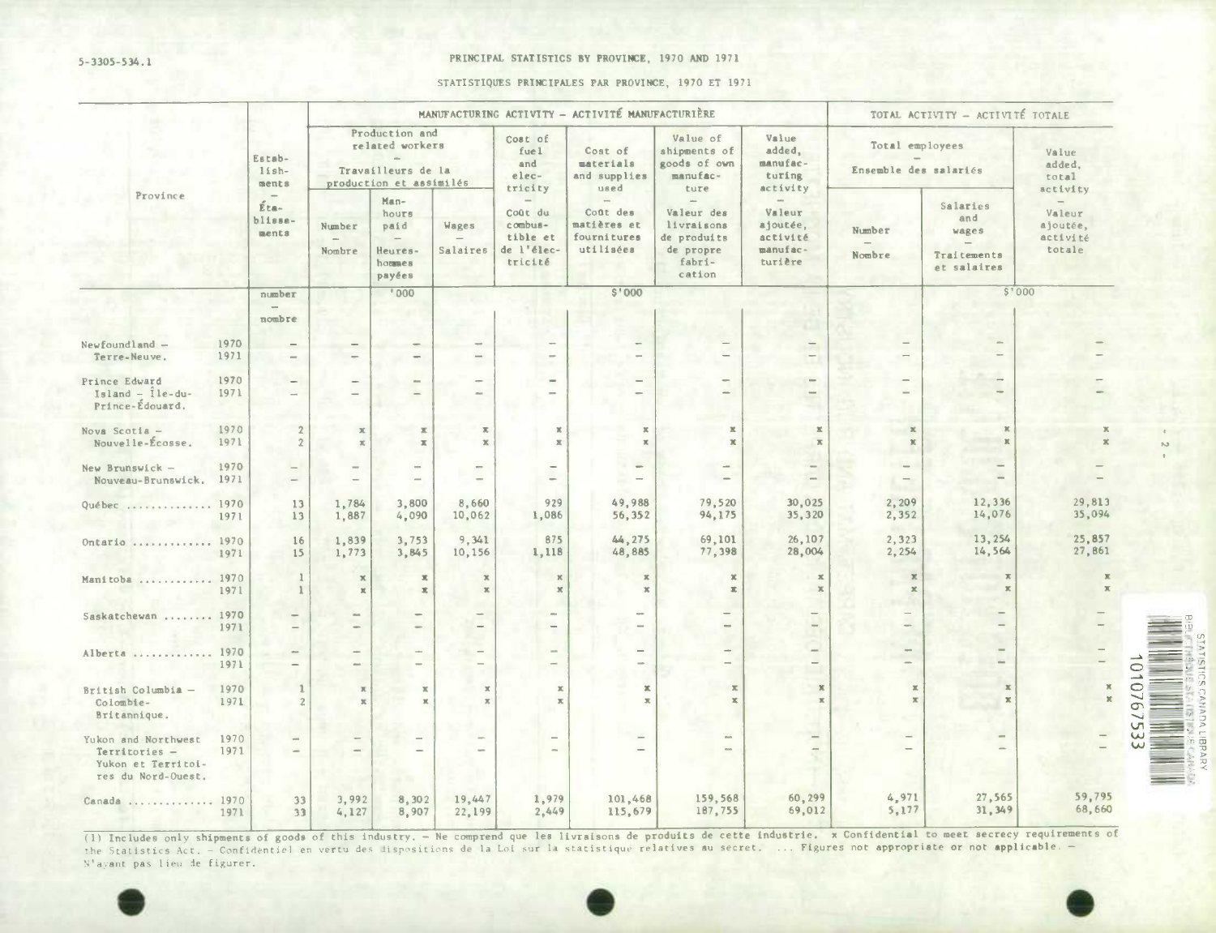5-3305-534.1

# PRINCIPAL STATISTICS BY PROVINCE, 1970 AND 1971

## STATISTIQUES PRINCIPALES PAR PROVINCE, 1970 ET 1971

| Province | | Establishments – Établissements | MANUFACTURING ACTIVITY – ACTIVITÉ MANUFACTURIÈRE: Production and related workers – Travailleurs de la production et assimilés: Number – Nombre | Man-hours paid – Heures-hommes payées | Wages – Salaires | Cost of fuel and electricity – Coût du combustible et de l'électricité | Cost of materials and supplies used – Coût des matières et fournitures utilisées | Value of shipments of goods of own manufacture – Valeur des livraisons de produits de propre fabrication | Value added, manufacturing activity – Valeur ajoutée, activité manufacturière | TOTAL ACTIVITY – ACTIVITÉ TOTALE: Total employees – Ensemble des salariés: Number – Nombre | Salaries and wages – Traitements et salaires | Value added, total activity – Valeur ajoutée, activité totale |
|---|---|---|---|---|---|---|---|---|---|---|---|---|
| | | number – nombre | | '000 | | | $'000 | | | | | $'000 |
| Newfoundland – Terre-Neuve. | 1970 | – | – | – | – | – | – | – | – | – | – | – |
| | 1971 | – | – | – | – | – | – | – | – | – | – | – |
| Prince Edward Island – Île-du-Prince-Édouard. | 1970 | – | – | – | – | – | – | – | – | – | – | – |
| | 1971 | – | – | – | – | – | – | – | – | – | – | – |
| Nova Scotia – Nouvelle-Écosse. | 1970 | 2 | x | x | x | x | x | x | x | x | x | x |
| | 1971 | 2 | x | x | x | x | x | x | x | x | x | x |
| New Brunswick – Nouveau-Brunswick. | 1970 | – | – | – | – | – | – | – | – | – | – | – |
| | 1971 | – | – | – | – | – | – | – | – | – | – | – |
| Québec | 1970 | 13 | 1,784 | 3,800 | 8,660 | 929 | 49,988 | 79,520 | 30,025 | 2,209 | 12,336 | 29,813 |
| | 1971 | 13 | 1,887 | 4,090 | 10,062 | 1,086 | 56,352 | 94,175 | 35,320 | 2,352 | 14,076 | 35,094 |
| Ontario | 1970 | 16 | 1,839 | 3,753 | 9,341 | 875 | 44,275 | 69,101 | 26,107 | 2,323 | 13,254 | 25,857 |
| | 1971 | 15 | 1,773 | 3,845 | 10,156 | 1,118 | 48,885 | 77,398 | 28,004 | 2,254 | 14,564 | 27,861 |
| Manitoba | 1970 | 1 | x | x | x | x | x | x | x | x | x | x |
| | 1971 | 1 | x | x | x | x | x | x | x | x | x | x |
| Saskatchewan | 1970 | – | – | – | – | – | – | – | – | – | – | – |
| | 1971 | – | – | – | – | – | – | – | – | – | – | – |
| Alberta | 1970 | – | – | – | – | – | – | – | – | – | – | – |
| | 1971 | – | – | – | – | – | – | – | – | – | – | – |
| British Columbia – Colombie-Britannique. | 1970 | 1 | x | x | x | x | x | x | x | x | x | x |
| | 1971 | 2 | x | x | x | x | x | x | x | x | x | x |
| Yukon and Northwest Territories – Yukon et Territoires du Nord-Ouest. | 1970 | – | – | – | – | – | – | – | – | – | – | – |
| | 1971 | – | – | – | – | – | – | – | – | – | – | – |
| Canada | 1970 | 33 | 3,992 | 8,302 | 19,447 | 1,979 | 101,468 | 159,568 | 60,299 | 4,971 | 27,565 | 59,795 |
| | 1971 | 33 | 4,127 | 8,907 | 22,199 | 2,449 | 115,679 | 187,755 | 69,012 | 5,177 | 31,349 | 68,660 |

(1) Includes only shipments of goods of this industry. – Ne comprend que les livraisons de produits de cette industrie. x Confidential to meet secrecy requirements of the Statistics Act. – Confidentiel en vertu des dispositions de la Loi sur la statistique relatives au secret. ... Figures not appropriate or not applicable. – N'ayant pas lieu de figurer.